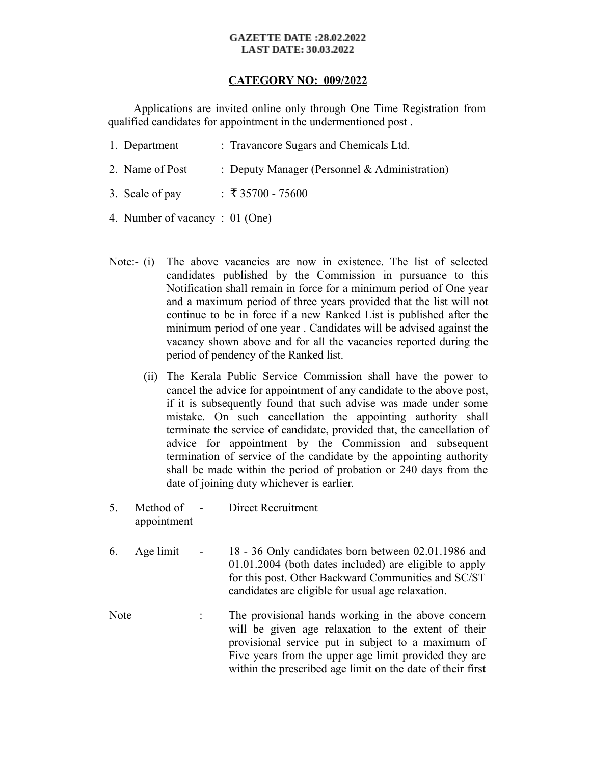**GAZETTE DATE :28.02.2022**
**LAST DATE: 30.03.2022**

## CATEGORY NO: 009/2022

Applications are invited online only through One Time Registration from qualified candidates for appointment in the undermentioned post .

1. Department : Travancore Sugars and Chemicals Ltd.
2. Name of Post : Deputy Manager (Personnel & Administration)
3. Scale of pay : ₹ 35700 - 75600
4. Number of vacancy : 01 (One)

Note:- (i) The above vacancies are now in existence. The list of selected candidates published by the Commission in pursuance to this Notification shall remain in force for a minimum period of One year and a maximum period of three years provided that the list will not continue to be in force if a new Ranked List is published after the minimum period of one year . Candidates will be advised against the vacancy shown above and for all the vacancies reported during the period of pendency of the Ranked list.

(ii) The Kerala Public Service Commission shall have the power to cancel the advice for appointment of any candidate to the above post, if it is subsequently found that such advise was made under some mistake. On such cancellation the appointing authority shall terminate the service of candidate, provided that, the cancellation of advice for appointment by the Commission and subsequent termination of service of the candidate by the appointing authority shall be made within the period of probation or 240 days from the date of joining duty whichever is earlier.

5. Method of appointment - Direct Recruitment

6. Age limit - 18 - 36 Only candidates born between 02.01.1986 and 01.01.2004 (both dates included) are eligible to apply for this post. Other Backward Communities and SC/ST candidates are eligible for usual age relaxation.

Note : The provisional hands working in the above concern will be given age relaxation to the extent of their provisional service put in subject to a maximum of Five years from the upper age limit provided they are within the prescribed age limit on the date of their first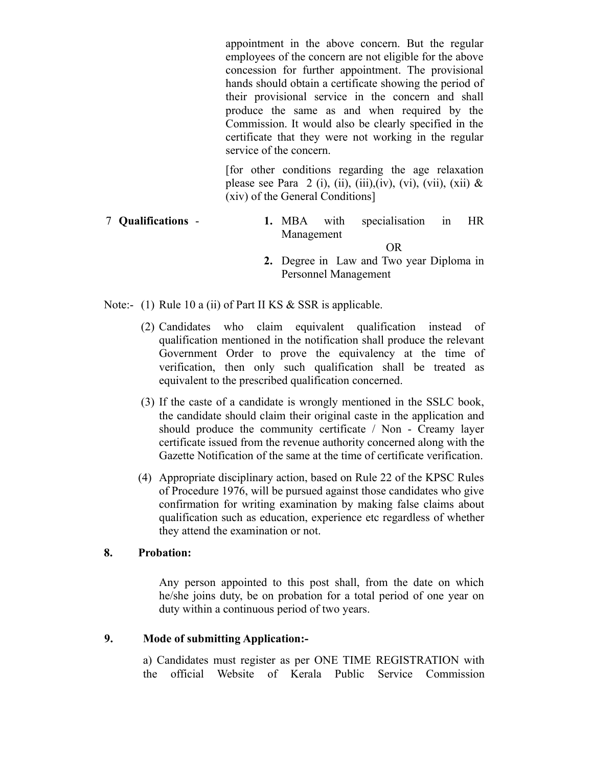appointment in the above concern. But the regular employees of the concern are not eligible for the above concession for further appointment. The provisional hands should obtain a certificate showing the period of their provisional service in the concern and shall produce the same as and when required by the Commission. It would also be clearly specified in the certificate that they were not working in the regular service of the concern.

[for other conditions regarding the age relaxation please see Para 2 (i), (ii), (iii),(iv), (vi), (vii), (xii) & (xiv) of the General Conditions]

7 **Qualifications** -

1. MBA with specialisation in HR Management

   OR

2. Degree in Law and Two year Diploma in Personnel Management

Note:- (1) Rule 10 a (ii) of Part II KS & SSR is applicable.

(2) Candidates who claim equivalent qualification instead of qualification mentioned in the notification shall produce the relevant Government Order to prove the equivalency at the time of verification, then only such qualification shall be treated as equivalent to the prescribed qualification concerned.

(3) If the caste of a candidate is wrongly mentioned in the SSLC book, the candidate should claim their original caste in the application and should produce the community certificate / Non - Creamy layer certificate issued from the revenue authority concerned along with the Gazette Notification of the same at the time of certificate verification.

(4) Appropriate disciplinary action, based on Rule 22 of the KPSC Rules of Procedure 1976, will be pursued against those candidates who give confirmation for writing examination by making false claims about qualification such as education, experience etc regardless of whether they attend the examination or not.

**8. Probation:**

Any person appointed to this post shall, from the date on which he/she joins duty, be on probation for a total period of one year on duty within a continuous period of two years.

**9. Mode of submitting Application:-**

a) Candidates must register as per ONE TIME REGISTRATION with the official Website of Kerala Public Service Commission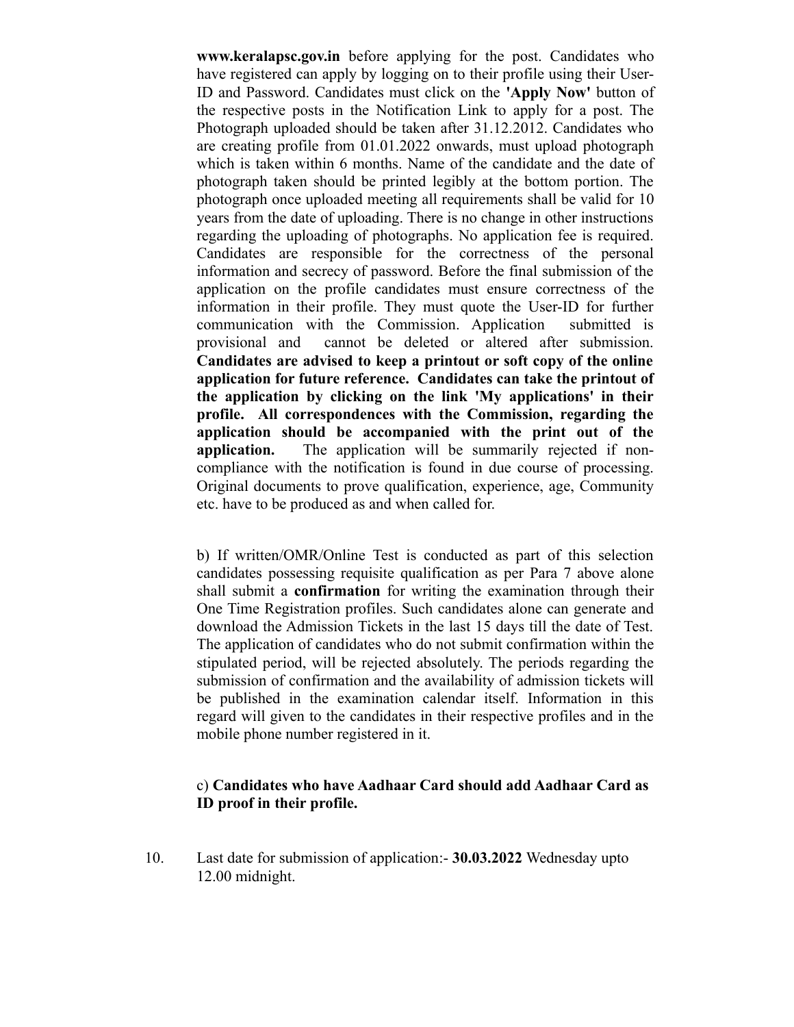**www.keralapsc.gov.in** before applying for the post. Candidates who have registered can apply by logging on to their profile using their User-ID and Password. Candidates must click on the **'Apply Now'** button of the respective posts in the Notification Link to apply for a post. The Photograph uploaded should be taken after 31.12.2012. Candidates who are creating profile from 01.01.2022 onwards, must upload photograph which is taken within 6 months. Name of the candidate and the date of photograph taken should be printed legibly at the bottom portion. The photograph once uploaded meeting all requirements shall be valid for 10 years from the date of uploading. There is no change in other instructions regarding the uploading of photographs. No application fee is required. Candidates are responsible for the correctness of the personal information and secrecy of password. Before the final submission of the application on the profile candidates must ensure correctness of the information in their profile. They must quote the User-ID for further communication with the Commission. Application submitted is provisional and cannot be deleted or altered after submission. **Candidates are advised to keep a printout or soft copy of the online application for future reference. Candidates can take the printout of the application by clicking on the link 'My applications' in their profile. All correspondences with the Commission, regarding the application should be accompanied with the print out of the application.** The application will be summarily rejected if non-compliance with the notification is found in due course of processing. Original documents to prove qualification, experience, age, Community etc. have to be produced as and when called for.

b) If written/OMR/Online Test is conducted as part of this selection candidates possessing requisite qualification as per Para 7 above alone shall submit a **confirmation** for writing the examination through their One Time Registration profiles. Such candidates alone can generate and download the Admission Tickets in the last 15 days till the date of Test. The application of candidates who do not submit confirmation within the stipulated period, will be rejected absolutely. The periods regarding the submission of confirmation and the availability of admission tickets will be published in the examination calendar itself. Information in this regard will given to the candidates in their respective profiles and in the mobile phone number registered in it.

c) **Candidates who have Aadhaar Card should add Aadhaar Card as ID proof in their profile.**

10. Last date for submission of application:- **30.03.2022** Wednesday upto 12.00 midnight.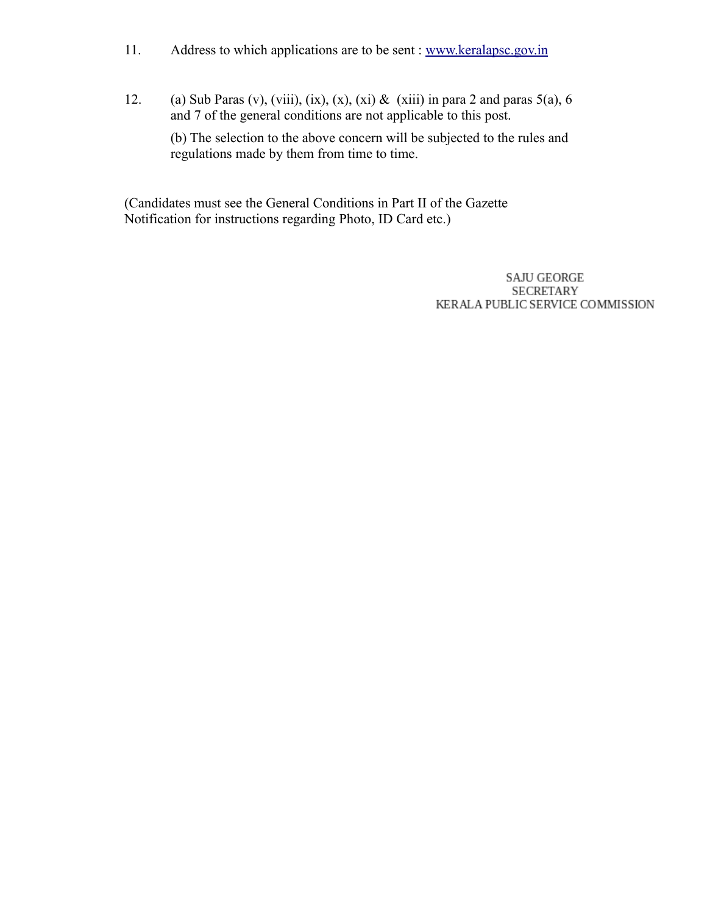11. Address to which applications are to be sent : [www.keralapsc.gov.in](http://www.keralapsc.gov.in)

12. (a) Sub Paras (v), (viii), (ix), (x), (xi) & (xiii) in para 2 and paras 5(a), 6 and 7 of the general conditions are not applicable to this post.

    (b) The selection to the above concern will be subjected to the rules and regulations made by them from time to time.

(Candidates must see the General Conditions in Part II of the Gazette Notification for instructions regarding Photo, ID Card etc.)

SAJU GEORGE
SECRETARY
KERALA PUBLIC SERVICE COMMISSION